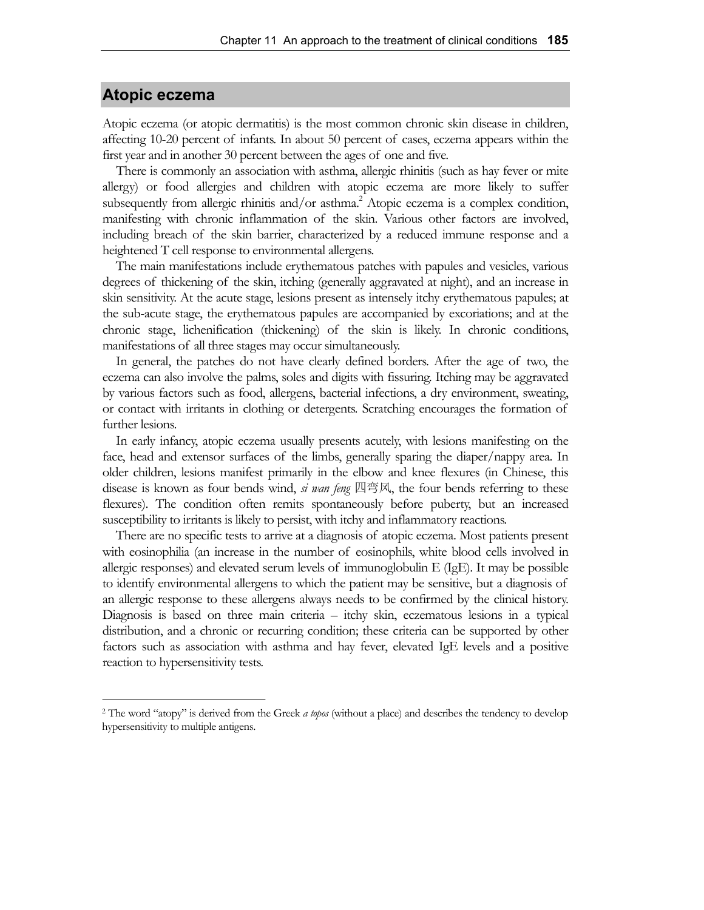## Atopic eczema

Atopic eczema (or atopic dermatitis) is the most common chronic skin disease in children, affecting 10-20 percent of infants. In about 50 percent of cases, eczema appears within the first year and in another 30 percent between the ages of one and five.

There is commonly an association with asthma, allergic rhinitis (such as hay fever or mite allergy) or food allergies and children with atopic eczema are more likely to suffer subsequently from allergic rhinitis and/or asthma.[2] Atopic eczema is a complex condition, manifesting with chronic inflammation of the skin. Various other factors are involved, including breach of the skin barrier, characterized by a reduced immune response and a heightened T cell response to environmental allergens.

The main manifestations include erythematous patches with papules and vesicles, various degrees of thickening of the skin, itching (generally aggravated at night), and an increase in skin sensitivity. At the acute stage, lesions present as intensely itchy erythematous papules; at the sub-acute stage, the erythematous papules are accompanied by excoriations; and at the chronic stage, lichenification (thickening) of the skin is likely. In chronic conditions, manifestations of all three stages may occur simultaneously.

In general, the patches do not have clearly defined borders. After the age of two, the eczema can also involve the palms, soles and digits with fissuring. Itching may be aggravated by various factors such as food, allergens, bacterial infections, a dry environment, sweating, or contact with irritants in clothing or detergents. Scratching encourages the formation of further lesions.

In early infancy, atopic eczema usually presents acutely, with lesions manifesting on the face, head and extensor surfaces of the limbs, generally sparing the diaper/nappy area. In older children, lesions manifest primarily in the elbow and knee flexures (in Chinese, this disease is known as four bends wind, *si wan feng* 四弯风, the four bends referring to these flexures). The condition often remits spontaneously before puberty, but an increased susceptibility to irritants is likely to persist, with itchy and inflammatory reactions.

There are no specific tests to arrive at a diagnosis of atopic eczema. Most patients present with eosinophilia (an increase in the number of eosinophils, white blood cells involved in allergic responses) and elevated serum levels of immunoglobulin E (IgE). It may be possible to identify environmental allergens to which the patient may be sensitive, but a diagnosis of an allergic response to these allergens always needs to be confirmed by the clinical history. Diagnosis is based on three main criteria – itchy skin, eczematous lesions in a typical distribution, and a chronic or recurring condition; these criteria can be supported by other factors such as association with asthma and hay fever, elevated IgE levels and a positive reaction to hypersensitivity tests.

---

[2] The word "atopy" is derived from the Greek *a topos* (without a place) and describes the tendency to develop hypersensitivity to multiple antigens.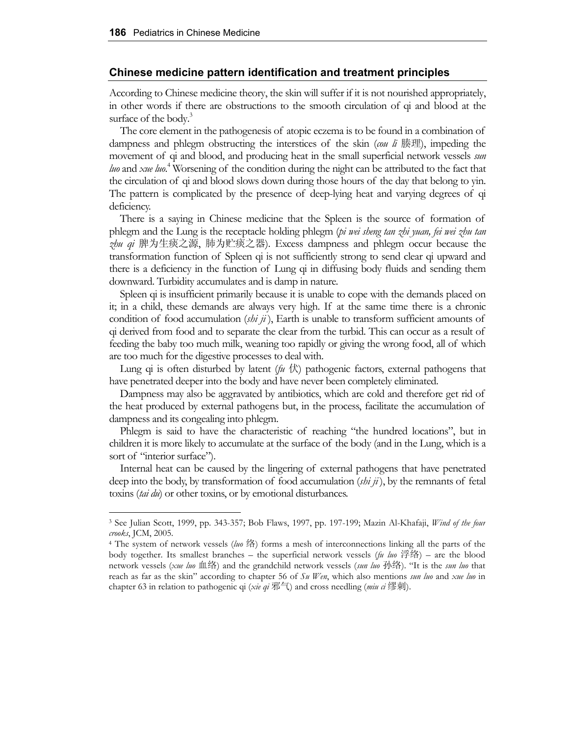## Chinese medicine pattern identification and treatment principles

According to Chinese medicine theory, the skin will suffer if it is not nourished appropriately, in other words if there are obstructions to the smooth circulation of qi and blood at the surface of the body.[3]

The core element in the pathogenesis of atopic eczema is to be found in a combination of dampness and phlegm obstructing the interstices of the skin (*cou li* 腠理), impeding the movement of qi and blood, and producing heat in the small superficial network vessels *sun luo* and *xue luo*.[4] Worsening of the condition during the night can be attributed to the fact that the circulation of qi and blood slows down during those hours of the day that belong to yin. The pattern is complicated by the presence of deep-lying heat and varying degrees of qi deficiency.

There is a saying in Chinese medicine that the Spleen is the source of formation of phlegm and the Lung is the receptacle holding phlegm (*pi wei sheng tan zhi yuan, fei wei zhu tan zhu qi* 脾为生痰之源, 肺为贮痰之器). Excess dampness and phlegm occur because the transformation function of Spleen qi is not sufficiently strong to send clear qi upward and there is a deficiency in the function of Lung qi in diffusing body fluids and sending them downward. Turbidity accumulates and is damp in nature.

Spleen qi is insufficient primarily because it is unable to cope with the demands placed on it; in a child, these demands are always very high. If at the same time there is a chronic condition of food accumulation (*shi ji*), Earth is unable to transform sufficient amounts of qi derived from food and to separate the clear from the turbid. This can occur as a result of feeding the baby too much milk, weaning too rapidly or giving the wrong food, all of which are too much for the digestive processes to deal with.

Lung qi is often disturbed by latent (*fu* 伏) pathogenic factors, external pathogens that have penetrated deeper into the body and have never been completely eliminated.

Dampness may also be aggravated by antibiotics, which are cold and therefore get rid of the heat produced by external pathogens but, in the process, facilitate the accumulation of dampness and its congealing into phlegm.

Phlegm is said to have the characteristic of reaching "the hundred locations", but in children it is more likely to accumulate at the surface of the body (and in the Lung, which is a sort of "interior surface").

Internal heat can be caused by the lingering of external pathogens that have penetrated deep into the body, by transformation of food accumulation (*shi ji*), by the remnants of fetal toxins (*tai du*) or other toxins, or by emotional disturbances.

---

[3] See Julian Scott, 1999, pp. 343-357; Bob Flaws, 1997, pp. 197-199; Mazin Al-Khafaji, *Wind of the four crooks*, JCM, 2005.

[4] The system of network vessels (*luo* 络) forms a mesh of interconnections linking all the parts of the body together. Its smallest branches – the superficial network vessels (*fu luo* 浮络) – are the blood network vessels (*xue luo* 血络) and the grandchild network vessels (*sun luo* 孙络). "It is the *sun luo* that reach as far as the skin" according to chapter 56 of *Su Wen*, which also mentions *sun luo* and *xue luo* in chapter 63 in relation to pathogenic qi (*xie qi* 邪气) and cross needling (*miu ci* 缪刺).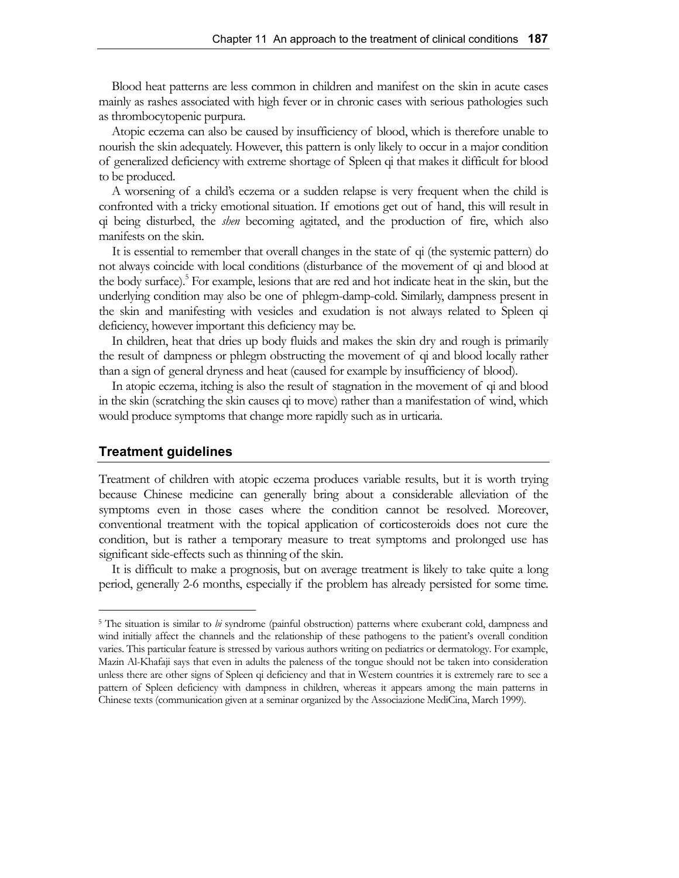Blood heat patterns are less common in children and manifest on the skin in acute cases mainly as rashes associated with high fever or in chronic cases with serious pathologies such as thrombocytopenic purpura.

Atopic eczema can also be caused by insufficiency of blood, which is therefore unable to nourish the skin adequately. However, this pattern is only likely to occur in a major condition of generalized deficiency with extreme shortage of Spleen qi that makes it difficult for blood to be produced.

A worsening of a child's eczema or a sudden relapse is very frequent when the child is confronted with a tricky emotional situation. If emotions get out of hand, this will result in qi being disturbed, the *shen* becoming agitated, and the production of fire, which also manifests on the skin.

It is essential to remember that overall changes in the state of qi (the systemic pattern) do not always coincide with local conditions (disturbance of the movement of qi and blood at the body surface).[5] For example, lesions that are red and hot indicate heat in the skin, but the underlying condition may also be one of phlegm-damp-cold. Similarly, dampness present in the skin and manifesting with vesicles and exudation is not always related to Spleen qi deficiency, however important this deficiency may be.

In children, heat that dries up body fluids and makes the skin dry and rough is primarily the result of dampness or phlegm obstructing the movement of qi and blood locally rather than a sign of general dryness and heat (caused for example by insufficiency of blood).

In atopic eczema, itching is also the result of stagnation in the movement of qi and blood in the skin (scratching the skin causes qi to move) rather than a manifestation of wind, which would produce symptoms that change more rapidly such as in urticaria.

## Treatment guidelines

Treatment of children with atopic eczema produces variable results, but it is worth trying because Chinese medicine can generally bring about a considerable alleviation of the symptoms even in those cases where the condition cannot be resolved. Moreover, conventional treatment with the topical application of corticosteroids does not cure the condition, but is rather a temporary measure to treat symptoms and prolonged use has significant side-effects such as thinning of the skin.

It is difficult to make a prognosis, but on average treatment is likely to take quite a long period, generally 2-6 months, especially if the problem has already persisted for some time.

---

[5] The situation is similar to *bi* syndrome (painful obstruction) patterns where exuberant cold, dampness and wind initially affect the channels and the relationship of these pathogens to the patient's overall condition varies. This particular feature is stressed by various authors writing on pediatrics or dermatology. For example, Mazin Al-Khafaji says that even in adults the paleness of the tongue should not be taken into consideration unless there are other signs of Spleen qi deficiency and that in Western countries it is extremely rare to see a pattern of Spleen deficiency with dampness in children, whereas it appears among the main patterns in Chinese texts (communication given at a seminar organized by the Associazione MediCina, March 1999).